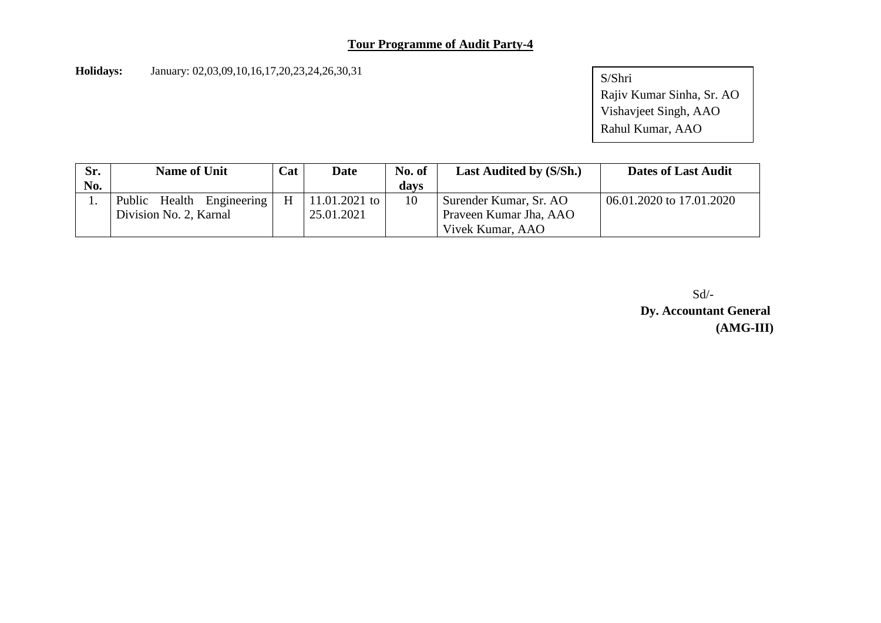## Tour Programme of Audit Party-4

**Holidays:** January: 02,03,09,10,16,17,20,23,24,26,30,31

S/Shri
Rajiv Kumar Sinha, Sr. AO
Vishavjeet Singh, AAO
Rahul Kumar, AAO

| Sr. No. | Name of Unit | Cat | Date | No. of days | Last Audited by (S/Sh.) | Dates of Last Audit |
|---|---|---|---|---|---|---|
| 1. | Public Health Engineering Division No. 2, Karnal | H | 11.01.2021 to 25.01.2021 | 10 | Surender Kumar, Sr. AO<br>Praveen Kumar Jha, AAO<br>Vivek Kumar, AAO | 06.01.2020 to 17.01.2020 |

Sd/-
**Dy. Accountant General**
**(AMG-III)**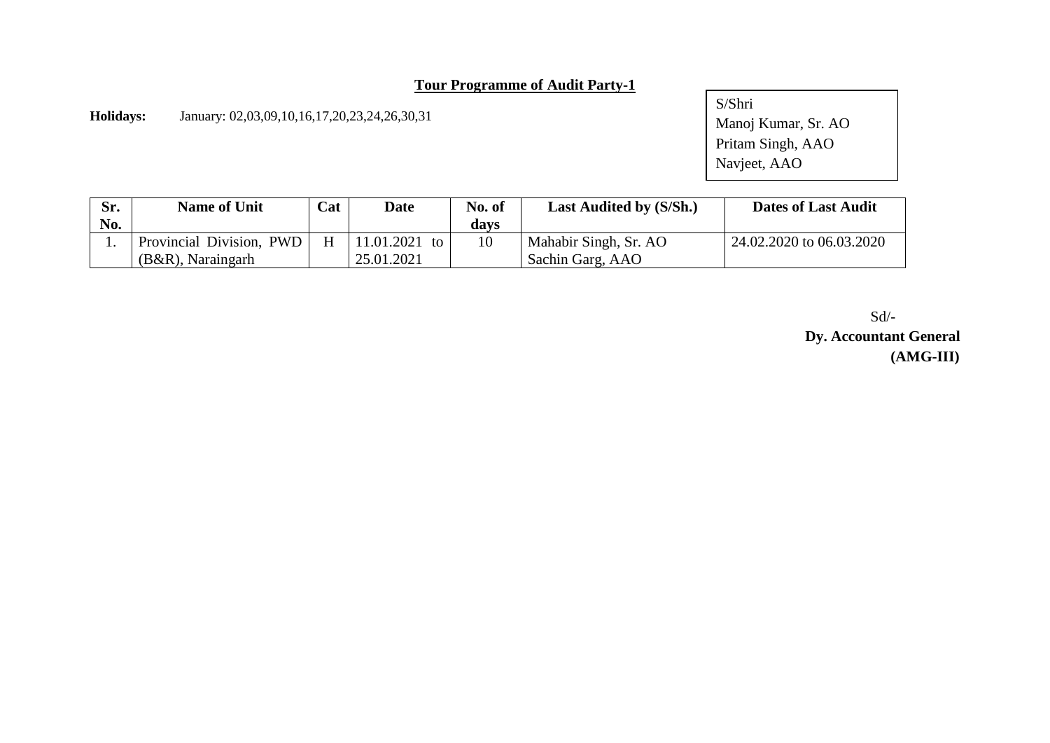## Tour Programme of Audit Party-1

**Holidays:** January: 02,03,09,10,16,17,20,23,24,26,30,31

S/Shri
Manoj Kumar, Sr. AO
Pritam Singh, AAO
Navjeet, AAO

| Sr. No. | Name of Unit | Cat | Date | No. of days | Last Audited by (S/Sh.) | Dates of Last Audit |
|---|---|---|---|---|---|---|
| 1. | Provincial Division, PWD (B&R), Naraingarh | H | 11.01.2021 to 25.01.2021 | 10 | Mahabir Singh, Sr. AO<br>Sachin Garg, AAO | 24.02.2020 to 06.03.2020 |

Sd/-
**Dy. Accountant General**
**(AMG-III)**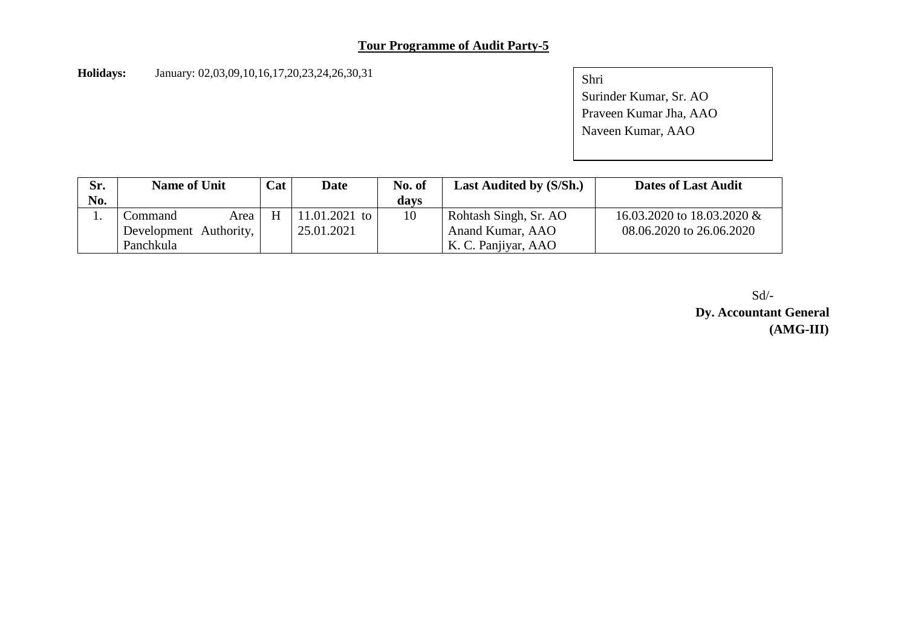## Tour Programme of Audit Party-5

**Holidays:** January: 02,03,09,10,16,17,20,23,24,26,30,31

Shri
Surinder Kumar, Sr. AO
Praveen Kumar Jha, AAO
Naveen Kumar, AAO

| Sr. No. | Name of Unit | Cat | Date | No. of days | Last Audited by (S/Sh.) | Dates of Last Audit |
|---|---|---|---|---|---|---|
| 1. | Command Area Development Authority, Panchkula | H | 11.01.2021 to 25.01.2021 | 10 | Rohtash Singh, Sr. AO<br>Anand Kumar, AAO<br>K. C. Panjiyar, AAO | 16.03.2020 to 18.03.2020 &<br>08.06.2020 to 26.06.2020 |

Sd/-

**Dy. Accountant General**
**(AMG-III)**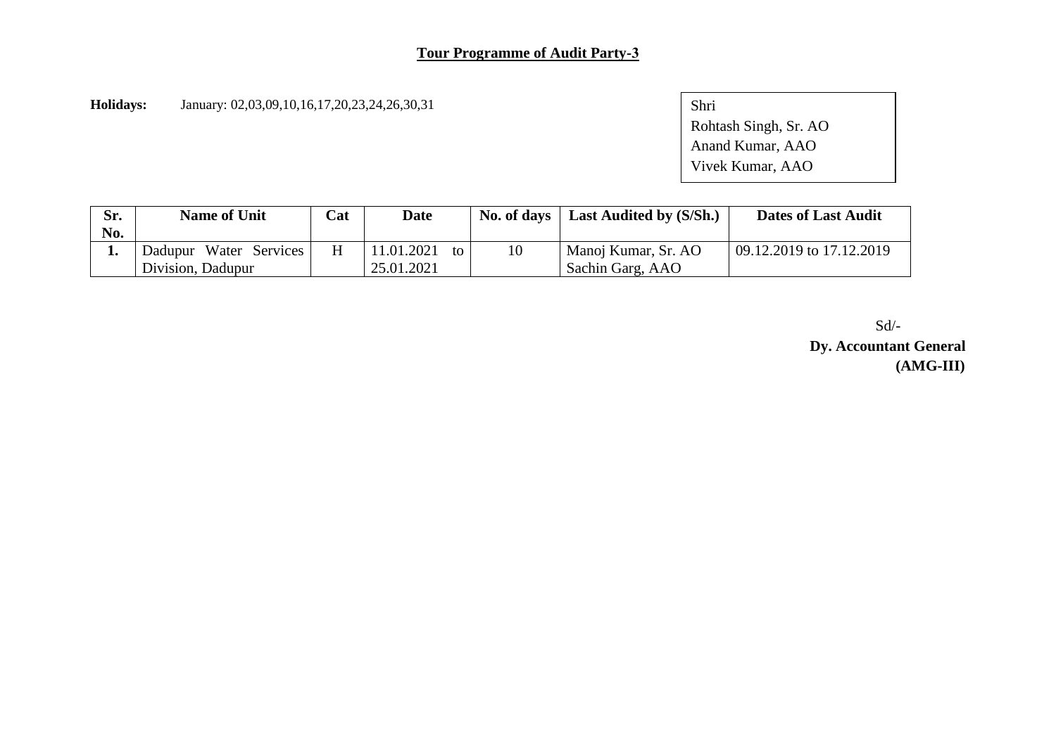## Tour Programme of Audit Party-3

**Holidays:** January: 02,03,09,10,16,17,20,23,24,26,30,31

Shri
Rohtash Singh, Sr. AO
Anand Kumar, AAO
Vivek Kumar, AAO

| Sr. No. | Name of Unit | Cat | Date | No. of days | Last Audited by (S/Sh.) | Dates of Last Audit |
|---|---|---|---|---|---|---|
| 1. | Dadupur Water Services Division, Dadupur | H | 11.01.2021 to 25.01.2021 | 10 | Manoj Kumar, Sr. AO<br>Sachin Garg, AAO | 09.12.2019 to 17.12.2019 |

Sd/-
**Dy. Accountant General**
**(AMG-III)**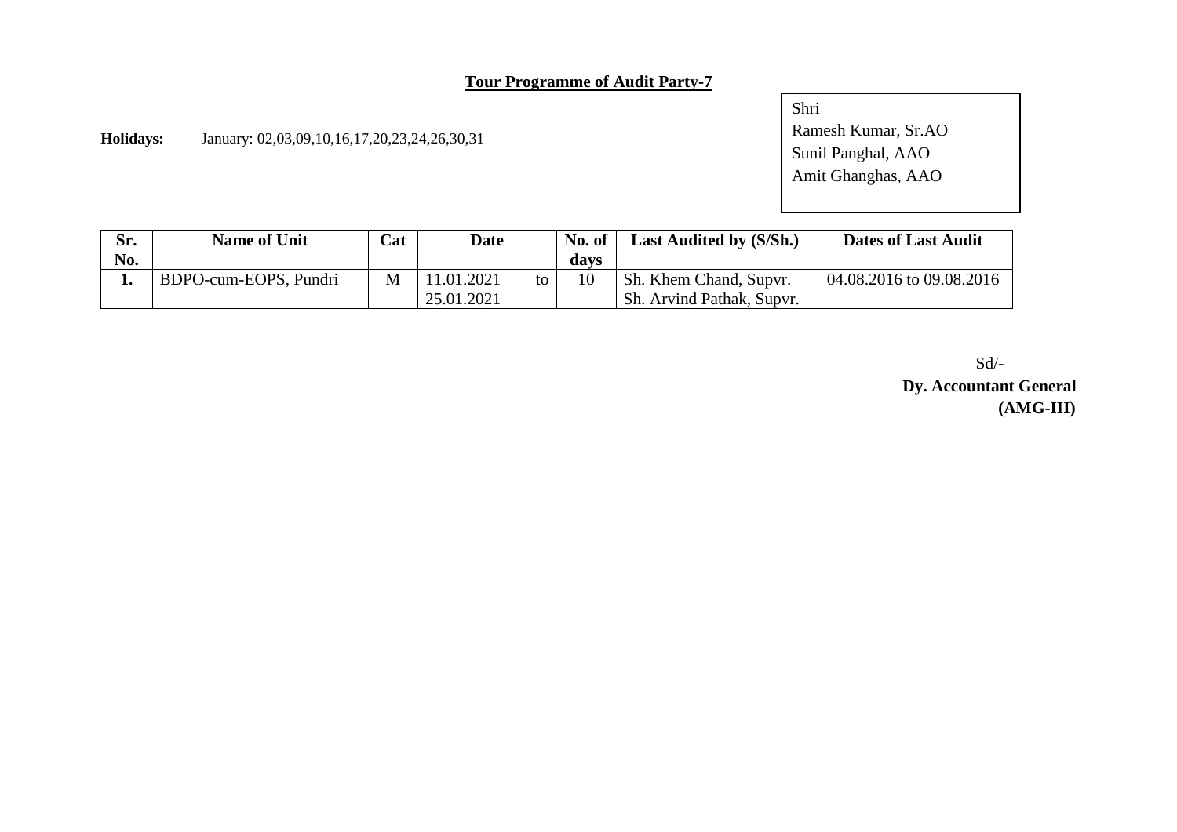## Tour Programme of Audit Party-7

**Holidays:** January: 02,03,09,10,16,17,20,23,24,26,30,31

Shri
Ramesh Kumar, Sr.AO
Sunil Panghal, AAO
Amit Ghanghas, AAO

| Sr. No. | Name of Unit | Cat | Date | No. of days | Last Audited by (S/Sh.) | Dates of Last Audit |
|---|---|---|---|---|---|---|
| 1. | BDPO-cum-EOPS, Pundri | M | 11.01.2021 to 25.01.2021 | 10 | Sh. Khem Chand, Supvr.<br>Sh. Arvind Pathak, Supvr. | 04.08.2016 to 09.08.2016 |

Sd/-
**Dy. Accountant General**
**(AMG-III)**